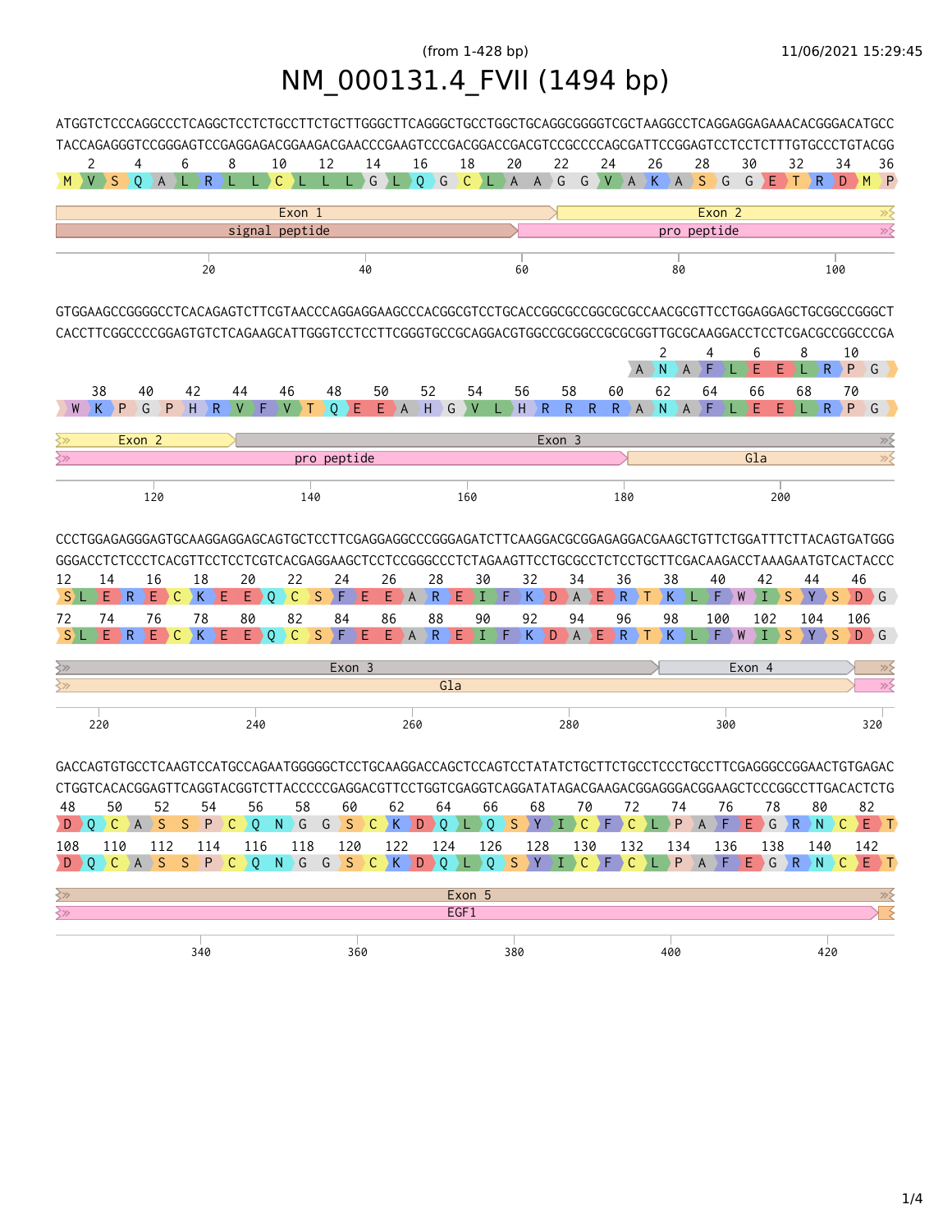(from 1-428 bp)

11/06/2021 15:29:45

# NM_000131.4_FVII (1494 bp)

```
ATGGTCTCCCAGGCCCTCAGGCTCCTCTGCCTTCTGCTTGGGCTTCAGGGCTGCCTGGCTGCAGGCGGGGTCGCTAAGGCCTCAGGAGGAGAAACACGGGACATGCC
TACCAGAGGGTCCGGGAGTCCGAGGAGACGGAAGACGAACCCGAAGTCCCGACGGACCGACGTCCGCCCCAGCGATTCCGGAGTCCTCCTCTTTGTGCCCTGTACGG
   2   4   6   8   10  12  14  16  18  20  22  24  26  28  30  32  34  36
 M V S Q A L R L L C L L L G L Q G C L A A G G V A K A S G G E T R D M P

Exon 1 | Exon 2
signal peptide | pro peptide
        20        40        60        80        100
```

```
GTGGAAGCCGGGGCCTCACAGAGTCTTCGTAACCCAGGAGGAAGCCCACGGCGTCCTGCACCGGCGCCGGCGCGCCAACGCGTTCCTGGAGGAGCTGCGGCCGGGCT
CACCTTCGGCCCCGGAGTGTCTCAGAAGCATTGGGTCCTCCTTCGGGTGCCGCAGGACGTGGCCGCGGCCGCGCGGTTGCGCAAGGACCTCCTCGACGCCGGCCCGA
                                                          2   4   6   8   10
                                                        A N A F L E E L R P G
 38  40  42  44  46  48  50  52  54  56  58  60  62  64  66  68  70
W K P G P H R V F V T Q E E A H G V L H R R R R A N A F L E E L R P G

Exon 2 | Exon 3
pro peptide | Gla
     120       140       160       180       200
```

```
CCCTGGAGAGGGAGTGCAAGGAGGAGCAGTGCTCCTTCGAGGAGGCCCGGGAGATCTTCAAGGACGCGGAGAGGACGAAGCTGTTCTGGATTTCTTACAGTGATGGG
GGGACCTCTCCCTCACGTTCCTCCTCGTCACGAGGAAGCTCCTCCGGGCCCTCTAGAAGTTCCTGCGCCTCTCCTGCTTCGACAAGACCTAAAGAATGTCACTACCC
12  14  16  18  20  22  24  26  28  30  32  34  36  38  40  42  44  46
S L E R E C K E E Q C S F E E A R E I F K D A E R T K L F W I S Y S D G
72  74  76  78  80  82  84  86  88  90  92  94  96  98  100 102 104 106
S L E R E C K E E Q C S F E E A R E I F K D A E R T K L F W I S Y S D G

Exon 3 | Exon 4
Gla
 220       240       260       280       300       320
```

```
GACCAGTGTGCCTCAAGTCCATGCCAGAATGGGGGCTCCTGCAAGGACCAGCTCCAGTCCTATATCTGCTTCTGCCTCCCTGCCTTCGAGGGCCGGAACTGTGAGAC
CTGGTCACACGGAGTTCAGGTACGGTCTTACCCCCGAGGACGTTCCTGGTCGAGGTCAGGATATAGACGAAGACGGAGGGACGGAAGCTCCCGGCCTTGACACTCTG
48  50  52  54  56  58  60  62  64  66  68  70  72  74  76  78  80  82
D Q C A S S P C Q N G G S C K D Q L Q S Y I C F C L P A F E G R N C E T
108 110 112 114 116 118 120 122 124 126 128 130 132 134 136 138 140 142
D Q C A S S P C Q N G G S C K D Q L Q S Y I C F C L P A F E G R N C E T

Exon 5
EGF1
   340       360       380       400       420
```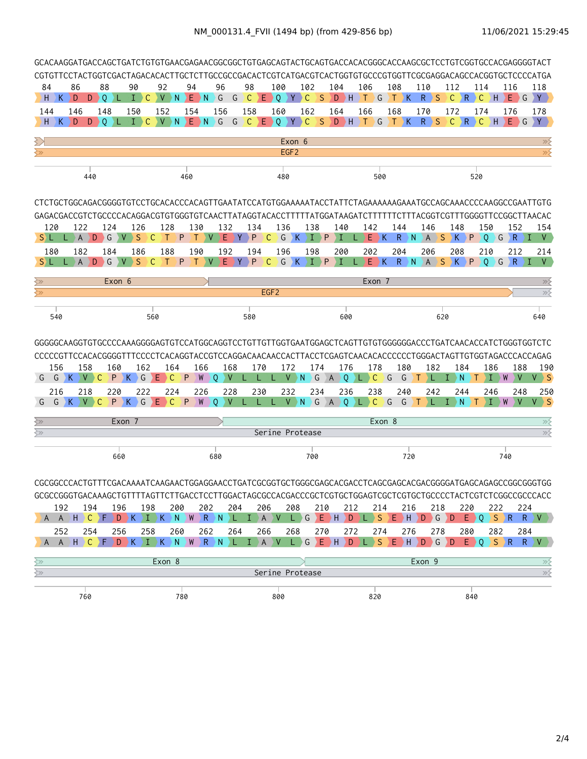# NM_000131.4_FVII (1494 bp) (from 429-856 bp)

11/06/2021 15:29:45

```
GCACAAGGATGACCAGCTGATCTGTGTGAACGAGAACGGCGGCTGTGAGCAGTACTGCAGTGACCACACGGGCACCAAGCGCTCCTGTCGGTGCCACGAGGGGTACT
CGTGTTCCTACTGGTCGACTAGACACACTTGCTCTTGCCGCCGACACTCGTCATGACGTCACTGGTGTGCCCGTGGTTCGCGAGGACAGCCACGGTGCTCCCCATGA
 84   86   88   90   92   94   96   98   100  102  104  106  108  110  112  114  116  118
 H  K  D  D  Q  L  I  C  V  N  E  N  G  G  C  E  Q  Y  C  S  D  H  T  G  T  K  R  S  C  R  C  H  E  G  Y
 144  146  148  150  152  154  156  158  160  162  164  166  168  170  172  174  176  178
 H  K  D  D  Q  L  I  C  V  N  E  N  G  G  C  E  Q  Y  C  S  D  H  T  G  T  K  R  S  C  R  C  H  E  G  Y
Exon 6
EGF2
     440          460          480          500          520

CTCTGCTGGCAGACGGGGTGTCCTGCACACCCACAGTTGAATATCCATGTGGAAAAATACCTATTCTAGAAAAAAGAAATGCCAGCAAACCCCAAGGCCGAATTGTG
GAGACGACCGTCTGCCCCACAGGACGTGTGGGTGTCAACTTATAGGTACACCTTTTTATGGATAAGATCTTTTTTCTTTACGGTCGTTTGGGGTTCCGGCTTAACAC
 120  122  124  126  128  130  132  134  136  138  140  142  144  146  148  150  152  154
 S  L  L  A  D  G  V  S  C  T  P  T  V  E  Y  P  C  G  K  I  P  I  L  E  K  R  N  A  S  K  P  Q  G  R  I  V
 180  182  184  186  188  190  192  194  196  198  200  202  204  206  208  210  212  214
 S  L  L  A  D  G  V  S  C  T  P  T  V  E  Y  P  C  G  K  I  P  I  L  E  K  R  N  A  S  K  P  Q  G  R  I  V
Exon 6 | Exon 7
EGF2
     540          560          580          600          620          640

GGGGGCAAGGTGTGCCCCAAAGGGGAGTGTCCATGGCAGGTCCTGTTGTTGGTGAATGGAGCTCAGTTGTGTGGGGGGACCCTGATCAACACCATCTGGGTGGTCTC
CCCCCGTTCCACACGGGGTTTCCCCTCACAGGTACCGTCCAGGACAACAACCACTTACCTCGAGTCAACACACCCCCCTGGGACTAGTTGTGGTAGACCCACCAGAG
 156  158  160  162  164  166  168  170  172  174  176  178  180  182  184  186  188  190
 G  G  K  V  C  P  K  G  E  C  P  W  Q  V  L  L  L  V  N  G  A  Q  L  C  G  G  T  L  I  N  T  I  W  V  V  S
 216  218  220  222  224  226  228  230  232  234  236  238  240  242  244  246  248  250
 G  G  K  V  C  P  K  G  E  C  P  W  Q  V  L  L  L  V  N  G  A  Q  L  C  G  G  T  L  I  N  T  I  W  V  V  S
Exon 7 | Exon 8
Serine Protease
     660          680          700          720          740

CGCGGCCCACTGTTTCGACAAAATCAAGAACTGGAGGAACCTGATCGCGGTGCTGGGCGAGCACGACCTCAGCGAGCACGACGGGGATGAGCAGAGCCGGCGGGTGG
GCGCCGGGTGACAAAGCTGTTTTAGTTCTTGACCTCCTTGGACTAGCGCCACGACCCGCTCGTGCTGGAGTCGCTCGTGCTGCCCCTACTCGTCTCGGCCGCCCACC
 192  194  196  198  200  202  204  206  208  210  212  214  216  218  220  222  224
 A  A  H  C  F  D  K  I  K  N  W  R  N  L  I  A  V  L  G  E  H  D  L  S  E  H  D  G  D  E  Q  S  R  R  V
 252  254  256  258  260  262  264  266  268  270  272  274  276  278  280  282  284
 A  A  H  C  F  D  K  I  K  N  W  R  N  L  I  A  V  L  G  E  H  D  L  S  E  H  D  G  D  E  Q  S  R  R  V
Exon 8 | Exon 9
Serine Protease
     760          780          800          820          840
```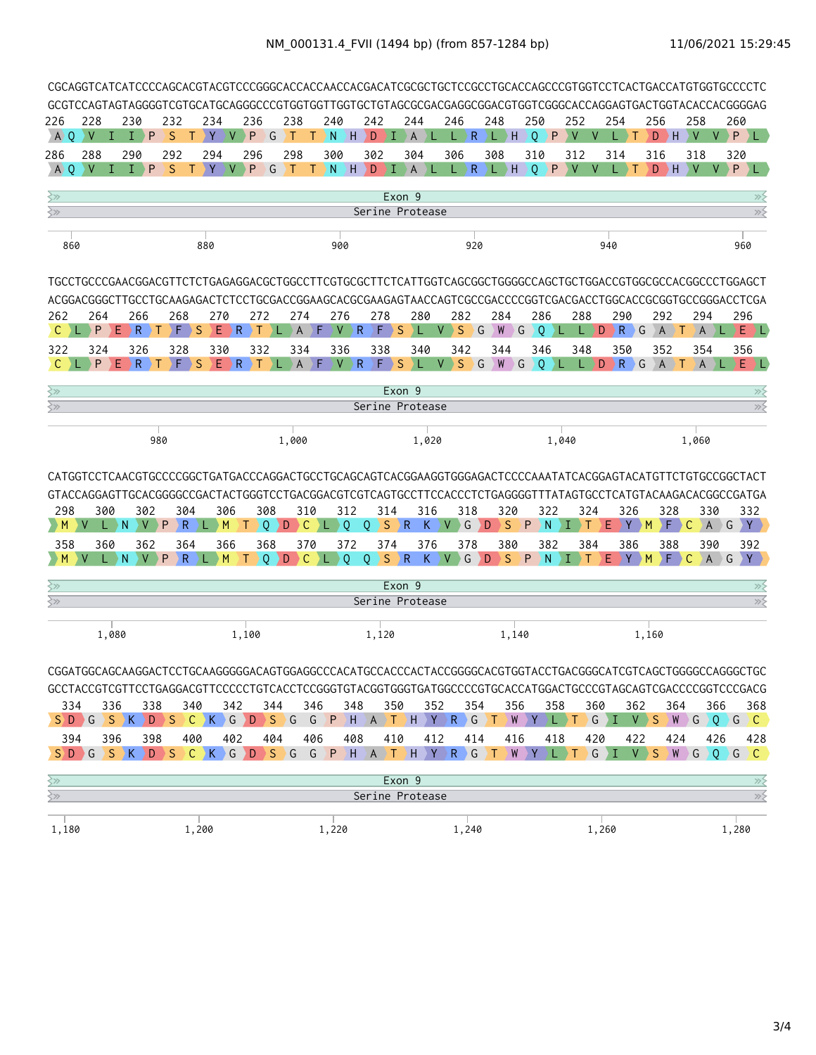# NM_000131.4_FVII (1494 bp) (from 857-1284 bp)

11/06/2021 15:29:45

```
CGCAGGTCATCATCCCCAGCACGTACGTCCCGGGCACCACCAACCACGACATCGCGCTGCTCCGCCTGCACCAGCCCGTGGTCCTCACTGACCATGTGGTGCCCCTC
GCGTCCAGTAGTAGGGGTCGTGCATGCAGGGCCCGTGGTGGTTGGTGCTGTAGCGCGACGAGGCGGACGTGGTCGGGCACCAGGAGTGACTGGTACACCACGGGGAG
226  228  230  232  234  236  238  240  242  244  246  248  250  252  254  256  258  260
 A Q  V  I  I  P  S  T  Y  V  P  G  T  T  N  H  D  I  A  L  L  R  L  H  Q  P  V  V  L  T  D  H  V  V  P  L
286  288  290  292  294  296  298  300  302  304  306  308  310  312  314  316  318  320
 A Q  V  I  I  P  S  T  Y  V  P  G  T  T  N  H  D  I  A  L  L  R  L  H  Q  P  V  V  L  T  D  H  V  V  P  L
Exon 9
Serine Protease
860       880       900       920       940       960

TGCCTGCCCGAACGGACGTTCTCTGAGAGGACGCTGGCCTTCGTGCGCTTCTCATTGGTCAGCGGCTGGGGCCAGCTGCTGGACCGTGGCGCCACGGCCCTGGAGCT
ACGGACGGGCTTGCCTGCAAGAGACTCTCCTGCGACCGGAAGCACGCGAAGAGTAACCAGTCGCCGACCCCGGTCGACGACCTGGCACCGCGGTGCCGGGACCTCGA
262  264  266  268  270  272  274  276  278  280  282  284  286  288  290  292  294  296
 C  L  P  E  R  T  F  S  E  R  T  L  A  F  V  R  F  S  L  V  S  G  W  G  Q  L  L  D  R  G  A  T  A  L  E  L
322  324  326  328  330  332  334  336  338  340  342  344  346  348  350  352  354  356
 C  L  P  E  R  T  F  S  E  R  T  L  A  F  V  R  F  S  L  V  S  G  W  G  Q  L  L  D  R  G  A  T  A  L  E  L
Exon 9
Serine Protease
980       1,000       1,020       1,040       1,060

CATGGTCCTCAACGTGCCCCGGCTGATGACCCAGGACTGCCTGCAGCAGTCACGGAAGGTGGGAGACTCCCCAAATATCACGGAGTACATGTTCTGTGCCGGCTACT
GTACCAGGAGTTGCACGGGGCCGACTACTGGGTCCTGACGGACGTCGTCAGTGCCTTCCACCCTCTGAGGGGTTTATAGTGCCTCATGTACAAGACACGGCCGATGA
298  300  302  304  306  308  310  312  314  316  318  320  322  324  326  328  330  332
 M  V  L  N  V  P  R  L  M  T  Q  D  C  L  Q  Q  S  R  K  V  G  D  S  P  N  I  T  E  Y  M  F  C  A  G  Y
358  360  362  364  366  368  370  372  374  376  378  380  382  384  386  388  390  392
 M  V  L  N  V  P  R  L  M  T  Q  D  C  L  Q  Q  S  R  K  V  G  D  S  P  N  I  T  E  Y  M  F  C  A  G  Y
Exon 9
Serine Protease
1,080       1,100       1,120       1,140       1,160

CGGATGGCAGCAAGGACTCCTGCAAGGGGGACAGTGGAGGCCCACATGCCACCCACTACCGGGGCACGTGGTACCTGACGGGCATCGTCAGCTGGGGCCAGGGCTGC
GCCTACCGTCGTTCCTGAGGACGTTCCCCCTGTCACCTCCGGGTGTACGGTGGGTGATGGCCCCGTGCACCATGGACTGCCCGTAGCAGTCGACCCCGGTCCCGACG
334  336  338  340  342  344  346  348  350  352  354  356  358  360  362  364  366  368
 S  D  G  S  K  D  S  C  K  G  D  S  G  G  P  H  A  T  H  Y  R  G  T  W  Y  L  T  G  I  V  S  W  G  Q  G  C
394  396  398  400  402  404  406  408  410  412  414  416  418  420  422  424  426  428
 S  D  G  S  K  D  S  C  K  G  D  S  G  G  P  H  A  T  H  Y  R  G  T  W  Y  L  T  G  I  V  S  W  G  Q  G  C
Exon 9
Serine Protease
1,180       1,200       1,220       1,240       1,260       1,280
```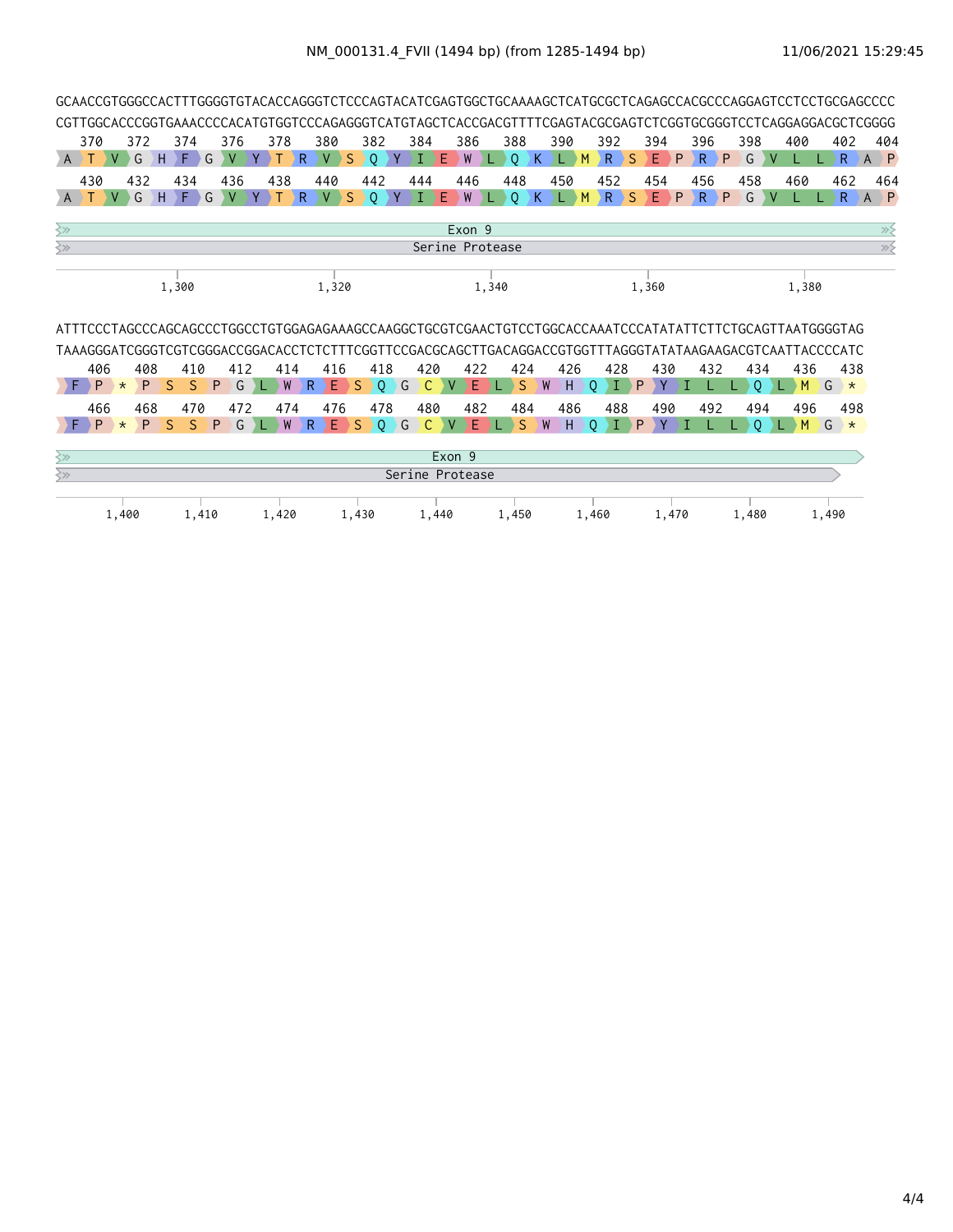NM_000131.4_FVII (1494 bp) (from 1285-1494 bp)

11/06/2021 15:29:45

```
GCAACCGTGGGCCACTTTGGGGTGTACACCAGGGTCTCCCAGTACATCGAGTGGCTGCAAAAGCTCATGCGCTCAGAGCCACGCCCAGGAGTCCTCCTGCGAGCCCC
CGTTGGCACCCGGTGAAACCCCACATGTGGTCCCAGAGGGTCATGTAGCTCACCGACGTTTTCGAGTACGCGAGTCTCGGTGCGGGTCCTCAGGAGGACGCTCGGGG
   370   372   374   376   378   380   382   384   386   388   390   392   394   396   398   400   402   404
 A  T  V  G  H  F  G  V  Y  T  R  V  S  Q  Y  I  E  W  L  Q  K  L  M  R  S  E  P  R  P  G  V  L  L  R  A  P
   430   432   434   436   438   440   442   444   446   448   450   452   454   456   458   460   462   464
 A  T  V  G  H  F  G  V  Y  T  R  V  S  Q  Y  I  E  W  L  Q  K  L  M  R  S  E  P  R  P  G  V  L  L  R  A  P
```

Exon 9

Serine Protease

1,300 1,320 1,340 1,360 1,380

```
ATTTCCCTAGCCCAGCAGCCCTGGCCTGTGGAGAGAAAGCCAAGGCTGCGTCGAACTGTCCTGGCACCAAATCCCATATATTCTTCTGCAGTTAATGGGGTAG
TAAAGGGATCGGGTCGTCGGGACCGGACACCTCTCTTTCGGTTCCGACGCAGCTTGACAGGACCGTGGTTTAGGGTATATAAGAAGACGTCAATTACCCCATC
   406   408   410   412   414   416   418   420   422   424   426   428   430   432   434   436   438
 F  P  *  P  S  S  P  G  L  W  R  E  S  Q  G  C  V  E  L  S  W  H  Q  I  P  Y  I  L  L  Q  L  M  G  *
   466   468   470   472   474   476   478   480   482   484   486   488   490   492   494   496   498
 F  P  *  P  S  S  P  G  L  W  R  E  S  Q  G  C  V  E  L  S  W  H  Q  I  P  Y  I  L  L  Q  L  M  G  *
```

Exon 9

Serine Protease

1,400 1,410 1,420 1,430 1,440 1,450 1,460 1,470 1,480 1,490